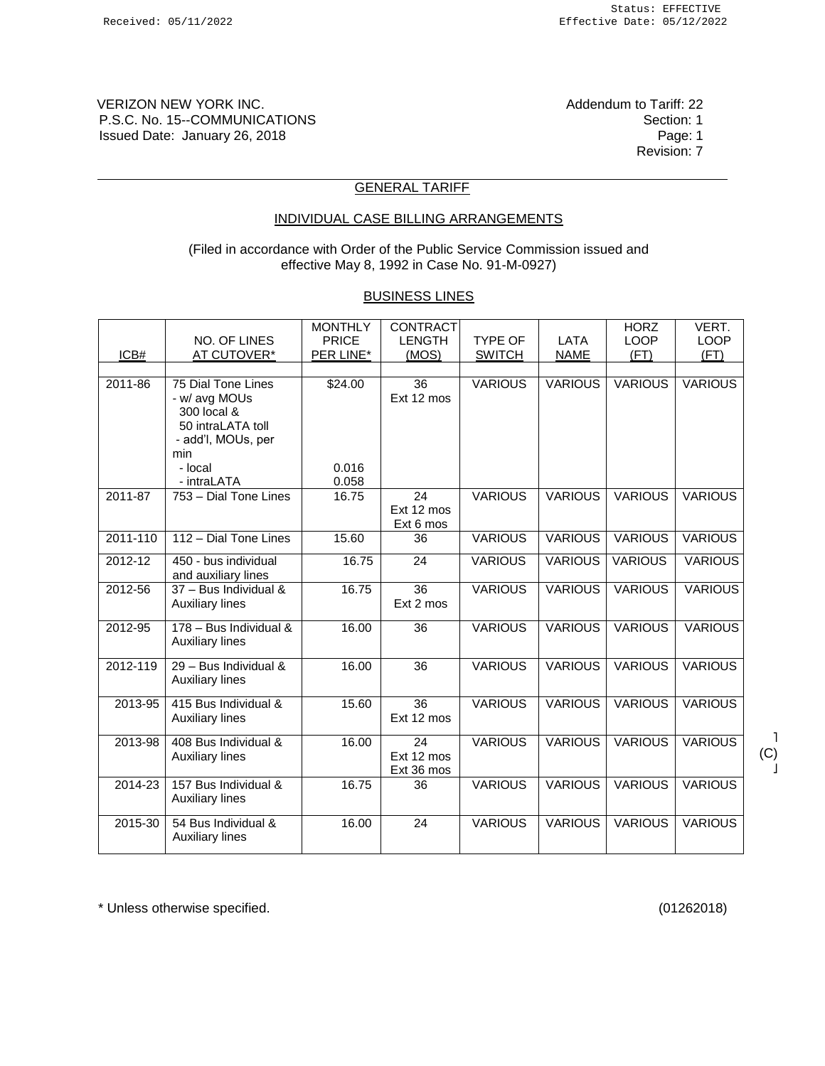Received: 05/11/2022

Status: EFFECTIVE
Effective Date: 05/12/2022

VERIZON NEW YORK INC.
P.S.C. No. 15--COMMUNICATIONS
Issued Date: January 26, 2018

Addendum to Tariff: 22
Section: 1
Page: 1
Revision: 7

## GENERAL TARIFF

## INDIVIDUAL CASE BILLING ARRANGEMENTS

(Filed in accordance with Order of the Public Service Commission issued and effective May 8, 1992 in Case No. 91-M-0927)

## BUSINESS LINES

| ICB# | NO. OF LINES AT CUTOVER* | MONTHLY PRICE PER LINE* | CONTRACT LENGTH (MOS) | TYPE OF SWITCH | LATA NAME | HORZ LOOP (FT) | VERT. LOOP (FT) |
|---|---|---|---|---|---|---|---|
| 2011-86 | 75 Dial Tone Lines<br>- w/ avg MOUs<br>300 local &<br>50 intraLATA toll<br>- add'l, MOUs, per min<br>- local<br>- intraLATA | $24.00<br><br><br><br><br>0.016<br>0.058 | 36<br>Ext 12 mos | VARIOUS | VARIOUS | VARIOUS | VARIOUS |
| 2011-87 | 753 – Dial Tone Lines | 16.75 | 24<br>Ext 12 mos<br>Ext 6 mos | VARIOUS | VARIOUS | VARIOUS | VARIOUS |
| 2011-110 | 112 – Dial Tone Lines | 15.60 | 36 | VARIOUS | VARIOUS | VARIOUS | VARIOUS |
| 2012-12 | 450 - bus individual and auxiliary lines | 16.75 | 24 | VARIOUS | VARIOUS | VARIOUS | VARIOUS |
| 2012-56 | 37 – Bus Individual & Auxiliary lines | 16.75 | 36<br>Ext 2 mos | VARIOUS | VARIOUS | VARIOUS | VARIOUS |
| 2012-95 | 178 – Bus Individual & Auxiliary lines | 16.00 | 36 | VARIOUS | VARIOUS | VARIOUS | VARIOUS |
| 2012-119 | 29 – Bus Individual & Auxiliary lines | 16.00 | 36 | VARIOUS | VARIOUS | VARIOUS | VARIOUS |
| 2013-95 | 415 Bus Individual & Auxiliary lines | 15.60 | 36<br>Ext 12 mos | VARIOUS | VARIOUS | VARIOUS | VARIOUS |
| 2013-98 | 408 Bus Individual & Auxiliary lines | 16.00 | 24<br>Ext 12 mos<br>Ext 36 mos | VARIOUS | VARIOUS | VARIOUS | VARIOUS (C) |
| 2014-23 | 157 Bus Individual & Auxiliary lines | 16.75 | 36 | VARIOUS | VARIOUS | VARIOUS | VARIOUS |
| 2015-30 | 54 Bus Individual & Auxiliary lines | 16.00 | 24 | VARIOUS | VARIOUS | VARIOUS | VARIOUS |

\* Unless otherwise specified.

(01262018)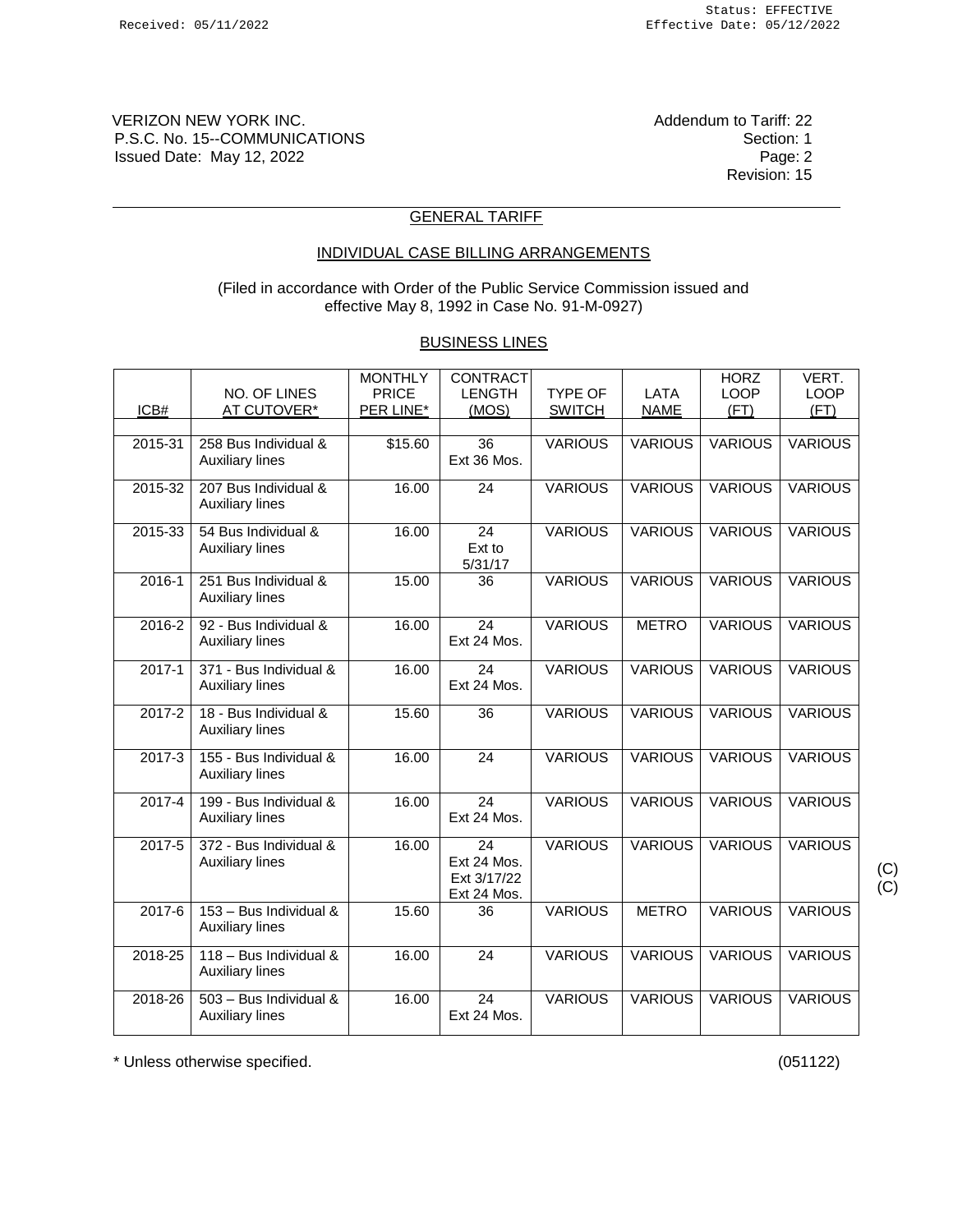Status: EFFECTIVE
Received: 05/11/2022 Effective Date: 05/12/2022

VERIZON NEW YORK INC.
P.S.C. No. 15--COMMUNICATIONS
Issued Date: May 12, 2022

Addendum to Tariff: 22
Section: 1
Page: 2
Revision: 15

## GENERAL TARIFF

## INDIVIDUAL CASE BILLING ARRANGEMENTS

(Filed in accordance with Order of the Public Service Commission issued and effective May 8, 1992 in Case No. 91-M-0927)

### BUSINESS LINES

| ICB# | NO. OF LINES AT CUTOVER* | MONTHLY PRICE PER LINE* | CONTRACT LENGTH (MOS) | TYPE OF SWITCH | LATA NAME | HORZ LOOP (FT) | VERT. LOOP (FT) |
|---|---|---|---|---|---|---|---|
| 2015-31 | 258 Bus Individual & Auxiliary lines | $15.60 | 36 Ext 36 Mos. | VARIOUS | VARIOUS | VARIOUS | VARIOUS |
| 2015-32 | 207 Bus Individual & Auxiliary lines | 16.00 | 24 | VARIOUS | VARIOUS | VARIOUS | VARIOUS |
| 2015-33 | 54 Bus Individual & Auxiliary lines | 16.00 | 24 Ext to 5/31/17 | VARIOUS | VARIOUS | VARIOUS | VARIOUS |
| 2016-1 | 251 Bus Individual & Auxiliary lines | 15.00 | 36 | VARIOUS | VARIOUS | VARIOUS | VARIOUS |
| 2016-2 | 92 - Bus Individual & Auxiliary lines | 16.00 | 24 Ext 24 Mos. | VARIOUS | METRO | VARIOUS | VARIOUS |
| 2017-1 | 371 - Bus Individual & Auxiliary lines | 16.00 | 24 Ext 24 Mos. | VARIOUS | VARIOUS | VARIOUS | VARIOUS |
| 2017-2 | 18 - Bus Individual & Auxiliary lines | 15.60 | 36 | VARIOUS | VARIOUS | VARIOUS | VARIOUS |
| 2017-3 | 155 - Bus Individual & Auxiliary lines | 16.00 | 24 | VARIOUS | VARIOUS | VARIOUS | VARIOUS |
| 2017-4 | 199 - Bus Individual & Auxiliary lines | 16.00 | 24 Ext 24 Mos. | VARIOUS | VARIOUS | VARIOUS | VARIOUS |
| 2017-5 | 372 - Bus Individual & Auxiliary lines | 16.00 | 24 Ext 24 Mos. Ext 3/17/22 (C) Ext 24 Mos. (C) | VARIOUS | VARIOUS | VARIOUS | VARIOUS |
| 2017-6 | 153 – Bus Individual & Auxiliary lines | 15.60 | 36 | VARIOUS | METRO | VARIOUS | VARIOUS |
| 2018-25 | 118 – Bus Individual & Auxiliary lines | 16.00 | 24 | VARIOUS | VARIOUS | VARIOUS | VARIOUS |
| 2018-26 | 503 – Bus Individual & Auxiliary lines | 16.00 | 24 Ext 24 Mos. | VARIOUS | VARIOUS | VARIOUS | VARIOUS |

\* Unless otherwise specified.

(051122)